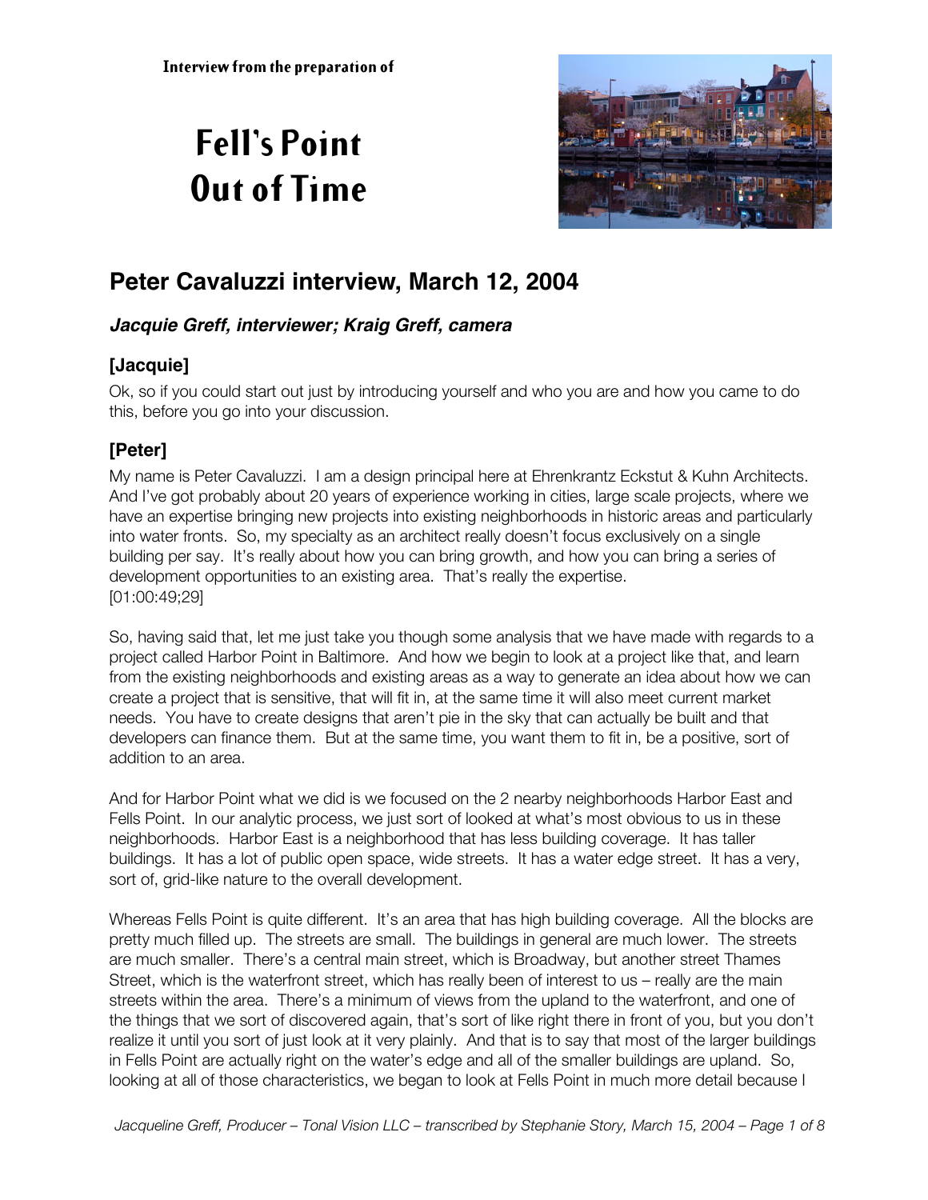Interview from the preparation of

# Fell's Point Out of Time

## Peter Cavaluzzi interview, March 12, 2004

### *Jacquie Greff, interviewer; Kraig Greff, camera*

### [Jacquie]

Ok, so if you could start out just by introducing yourself and who you are and how you came to do this, before you go into your discussion.

### [Peter]

My name is Peter Cavaluzzi. I am a design principal here at Ehrenkrantz Eckstut & Kuhn Architects. And I've got probably about 20 years of experience working in cities, large scale projects, where we have an expertise bringing new projects into existing neighborhoods in historic areas and particularly into water fronts. So, my specialty as an architect really doesn't focus exclusively on a single building per say. It's really about how you can bring growth, and how you can bring a series of development opportunities to an existing area. That's really the expertise.
[01:00:49;29]

So, having said that, let me just take you though some analysis that we have made with regards to a project called Harbor Point in Baltimore. And how we begin to look at a project like that, and learn from the existing neighborhoods and existing areas as a way to generate an idea about how we can create a project that is sensitive, that will fit in, at the same time it will also meet current market needs. You have to create designs that aren't pie in the sky that can actually be built and that developers can finance them. But at the same time, you want them to fit in, be a positive, sort of addition to an area.

And for Harbor Point what we did is we focused on the 2 nearby neighborhoods Harbor East and Fells Point. In our analytic process, we just sort of looked at what's most obvious to us in these neighborhoods. Harbor East is a neighborhood that has less building coverage. It has taller buildings. It has a lot of public open space, wide streets. It has a water edge street. It has a very, sort of, grid-like nature to the overall development.

Whereas Fells Point is quite different. It's an area that has high building coverage. All the blocks are pretty much filled up. The streets are small. The buildings in general are much lower. The streets are much smaller. There's a central main street, which is Broadway, but another street Thames Street, which is the waterfront street, which has really been of interest to us – really are the main streets within the area. There's a minimum of views from the upland to the waterfront, and one of the things that we sort of discovered again, that's sort of like right there in front of you, but you don't realize it until you sort of just look at it very plainly. And that is to say that most of the larger buildings in Fells Point are actually right on the water's edge and all of the smaller buildings are upland. So, looking at all of those characteristics, we began to look at Fells Point in much more detail because I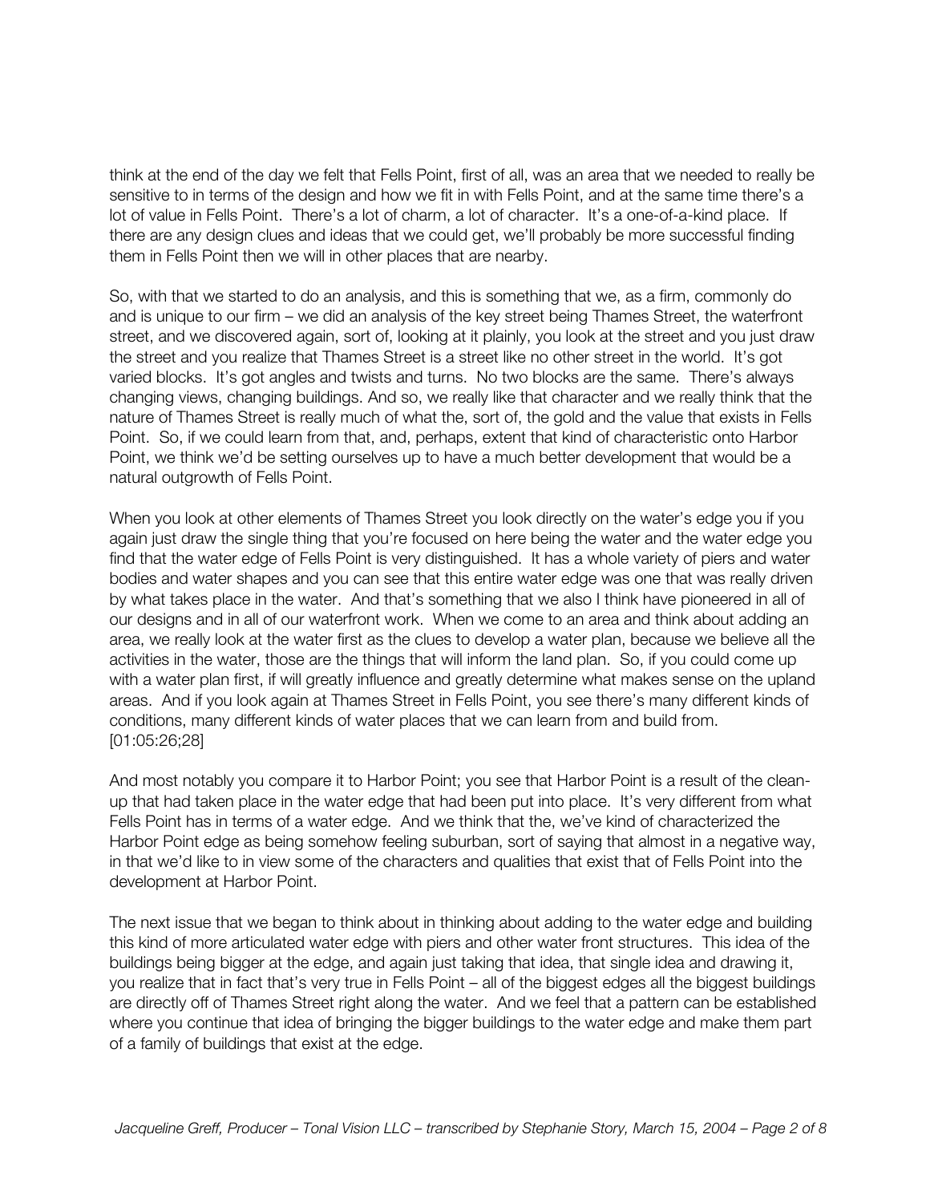think at the end of the day we felt that Fells Point, first of all, was an area that we needed to really be sensitive to in terms of the design and how we fit in with Fells Point, and at the same time there's a lot of value in Fells Point. There's a lot of charm, a lot of character. It's a one-of-a-kind place. If there are any design clues and ideas that we could get, we'll probably be more successful finding them in Fells Point then we will in other places that are nearby.

So, with that we started to do an analysis, and this is something that we, as a firm, commonly do and is unique to our firm – we did an analysis of the key street being Thames Street, the waterfront street, and we discovered again, sort of, looking at it plainly, you look at the street and you just draw the street and you realize that Thames Street is a street like no other street in the world. It's got varied blocks. It's got angles and twists and turns. No two blocks are the same. There's always changing views, changing buildings. And so, we really like that character and we really think that the nature of Thames Street is really much of what the, sort of, the gold and the value that exists in Fells Point. So, if we could learn from that, and, perhaps, extent that kind of characteristic onto Harbor Point, we think we'd be setting ourselves up to have a much better development that would be a natural outgrowth of Fells Point.

When you look at other elements of Thames Street you look directly on the water's edge you if you again just draw the single thing that you're focused on here being the water and the water edge you find that the water edge of Fells Point is very distinguished. It has a whole variety of piers and water bodies and water shapes and you can see that this entire water edge was one that was really driven by what takes place in the water. And that's something that we also I think have pioneered in all of our designs and in all of our waterfront work. When we come to an area and think about adding an area, we really look at the water first as the clues to develop a water plan, because we believe all the activities in the water, those are the things that will inform the land plan. So, if you could come up with a water plan first, if will greatly influence and greatly determine what makes sense on the upland areas. And if you look again at Thames Street in Fells Point, you see there's many different kinds of conditions, many different kinds of water places that we can learn from and build from.
[01:05:26;28]

And most notably you compare it to Harbor Point; you see that Harbor Point is a result of the clean-up that had taken place in the water edge that had been put into place. It's very different from what Fells Point has in terms of a water edge. And we think that the, we've kind of characterized the Harbor Point edge as being somehow feeling suburban, sort of saying that almost in a negative way, in that we'd like to in view some of the characters and qualities that exist that of Fells Point into the development at Harbor Point.

The next issue that we began to think about in thinking about adding to the water edge and building this kind of more articulated water edge with piers and other water front structures. This idea of the buildings being bigger at the edge, and again just taking that idea, that single idea and drawing it, you realize that in fact that's very true in Fells Point – all of the biggest edges all the biggest buildings are directly off of Thames Street right along the water. And we feel that a pattern can be established where you continue that idea of bringing the bigger buildings to the water edge and make them part of a family of buildings that exist at the edge.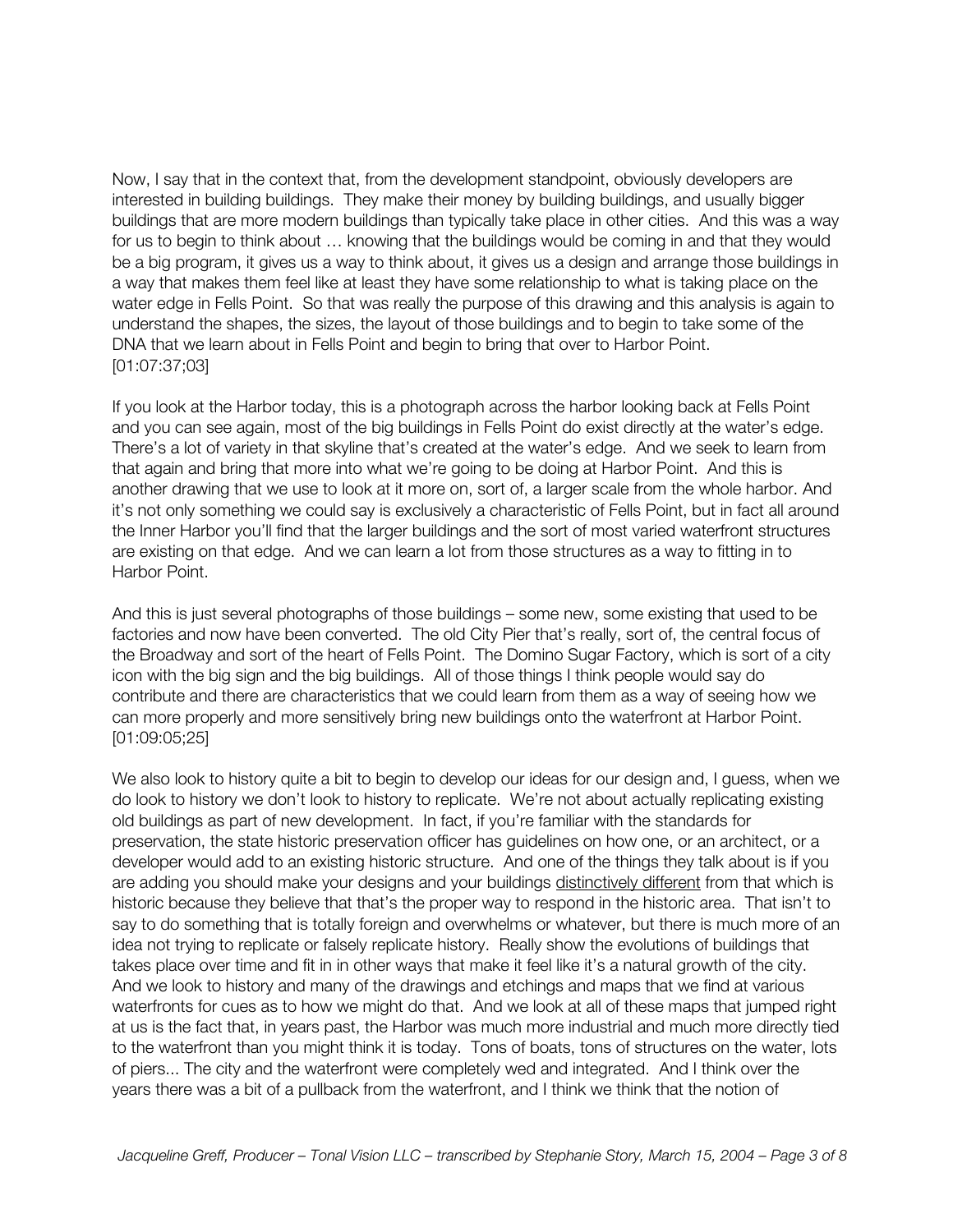Now, I say that in the context that, from the development standpoint, obviously developers are interested in building buildings. They make their money by building buildings, and usually bigger buildings that are more modern buildings than typically take place in other cities. And this was a way for us to begin to think about … knowing that the buildings would be coming in and that they would be a big program, it gives us a way to think about, it gives us a design and arrange those buildings in a way that makes them feel like at least they have some relationship to what is taking place on the water edge in Fells Point. So that was really the purpose of this drawing and this analysis is again to understand the shapes, the sizes, the layout of those buildings and to begin to take some of the DNA that we learn about in Fells Point and begin to bring that over to Harbor Point.
[01:07:37;03]

If you look at the Harbor today, this is a photograph across the harbor looking back at Fells Point and you can see again, most of the big buildings in Fells Point do exist directly at the water's edge. There's a lot of variety in that skyline that's created at the water's edge. And we seek to learn from that again and bring that more into what we're going to be doing at Harbor Point. And this is another drawing that we use to look at it more on, sort of, a larger scale from the whole harbor. And it's not only something we could say is exclusively a characteristic of Fells Point, but in fact all around the Inner Harbor you'll find that the larger buildings and the sort of most varied waterfront structures are existing on that edge. And we can learn a lot from those structures as a way to fitting in to Harbor Point.

And this is just several photographs of those buildings – some new, some existing that used to be factories and now have been converted. The old City Pier that's really, sort of, the central focus of the Broadway and sort of the heart of Fells Point. The Domino Sugar Factory, which is sort of a city icon with the big sign and the big buildings. All of those things I think people would say do contribute and there are characteristics that we could learn from them as a way of seeing how we can more properly and more sensitively bring new buildings onto the waterfront at Harbor Point.
[01:09:05;25]

We also look to history quite a bit to begin to develop our ideas for our design and, I guess, when we do look to history we don't look to history to replicate. We're not about actually replicating existing old buildings as part of new development. In fact, if you're familiar with the standards for preservation, the state historic preservation officer has guidelines on how one, or an architect, or a developer would add to an existing historic structure. And one of the things they talk about is if you are adding you should make your designs and your buildings <u>distinctively different</u> from that which is historic because they believe that that's the proper way to respond in the historic area. That isn't to say to do something that is totally foreign and overwhelms or whatever, but there is much more of an idea not trying to replicate or falsely replicate history. Really show the evolutions of buildings that takes place over time and fit in in other ways that make it feel like it's a natural growth of the city. And we look to history and many of the drawings and etchings and maps that we find at various waterfronts for cues as to how we might do that. And we look at all of these maps that jumped right at us is the fact that, in years past, the Harbor was much more industrial and much more directly tied to the waterfront than you might think it is today. Tons of boats, tons of structures on the water, lots of piers... The city and the waterfront were completely wed and integrated. And I think over the years there was a bit of a pullback from the waterfront, and I think we think that the notion of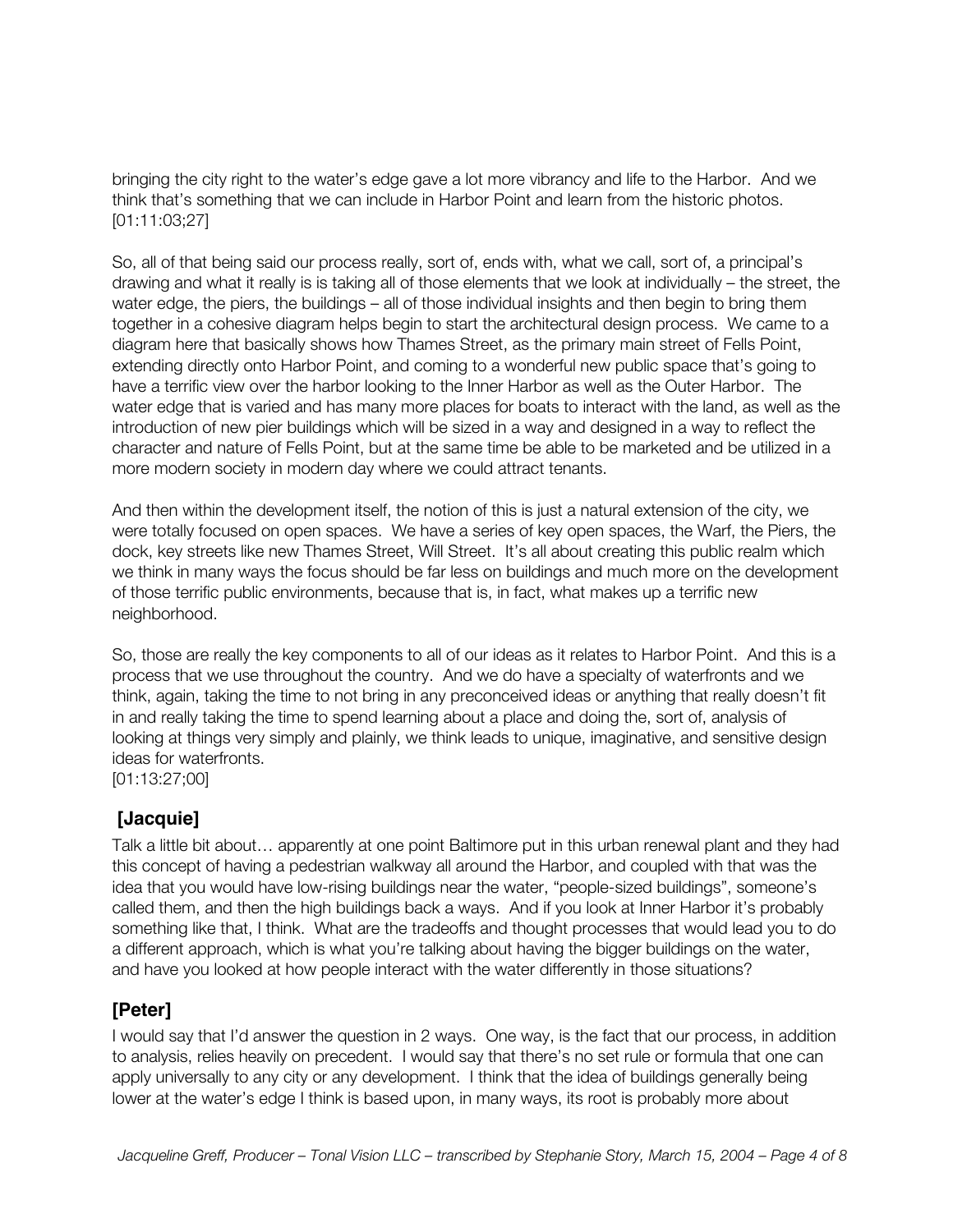bringing the city right to the water's edge gave a lot more vibrancy and life to the Harbor. And we think that's something that we can include in Harbor Point and learn from the historic photos.
[01:11:03;27]

So, all of that being said our process really, sort of, ends with, what we call, sort of, a principal's drawing and what it really is is taking all of those elements that we look at individually – the street, the water edge, the piers, the buildings – all of those individual insights and then begin to bring them together in a cohesive diagram helps begin to start the architectural design process. We came to a diagram here that basically shows how Thames Street, as the primary main street of Fells Point, extending directly onto Harbor Point, and coming to a wonderful new public space that's going to have a terrific view over the harbor looking to the Inner Harbor as well as the Outer Harbor. The water edge that is varied and has many more places for boats to interact with the land, as well as the introduction of new pier buildings which will be sized in a way and designed in a way to reflect the character and nature of Fells Point, but at the same time be able to be marketed and be utilized in a more modern society in modern day where we could attract tenants.

And then within the development itself, the notion of this is just a natural extension of the city, we were totally focused on open spaces. We have a series of key open spaces, the Warf, the Piers, the dock, key streets like new Thames Street, Will Street. It's all about creating this public realm which we think in many ways the focus should be far less on buildings and much more on the development of those terrific public environments, because that is, in fact, what makes up a terrific new neighborhood.

So, those are really the key components to all of our ideas as it relates to Harbor Point. And this is a process that we use throughout the country. And we do have a specialty of waterfronts and we think, again, taking the time to not bring in any preconceived ideas or anything that really doesn't fit in and really taking the time to spend learning about a place and doing the, sort of, analysis of looking at things very simply and plainly, we think leads to unique, imaginative, and sensitive design ideas for waterfronts.
[01:13:27;00]

## [Jacquie]

Talk a little bit about… apparently at one point Baltimore put in this urban renewal plant and they had this concept of having a pedestrian walkway all around the Harbor, and coupled with that was the idea that you would have low-rising buildings near the water, "people-sized buildings", someone's called them, and then the high buildings back a ways. And if you look at Inner Harbor it's probably something like that, I think. What are the tradeoffs and thought processes that would lead you to do a different approach, which is what you're talking about having the bigger buildings on the water, and have you looked at how people interact with the water differently in those situations?

## [Peter]

I would say that I'd answer the question in 2 ways. One way, is the fact that our process, in addition to analysis, relies heavily on precedent. I would say that there's no set rule or formula that one can apply universally to any city or any development. I think that the idea of buildings generally being lower at the water's edge I think is based upon, in many ways, its root is probably more about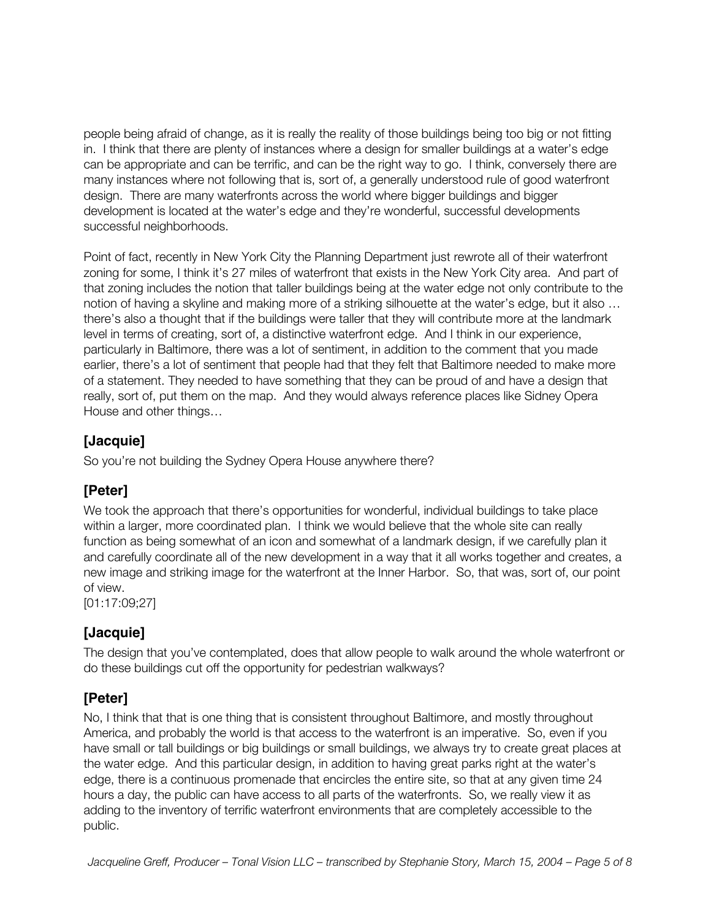people being afraid of change, as it is really the reality of those buildings being too big or not fitting in. I think that there are plenty of instances where a design for smaller buildings at a water's edge can be appropriate and can be terrific, and can be the right way to go. I think, conversely there are many instances where not following that is, sort of, a generally understood rule of good waterfront design. There are many waterfronts across the world where bigger buildings and bigger development is located at the water's edge and they're wonderful, successful developments successful neighborhoods.

Point of fact, recently in New York City the Planning Department just rewrote all of their waterfront zoning for some, I think it's 27 miles of waterfront that exists in the New York City area. And part of that zoning includes the notion that taller buildings being at the water edge not only contribute to the notion of having a skyline and making more of a striking silhouette at the water's edge, but it also … there's also a thought that if the buildings were taller that they will contribute more at the landmark level in terms of creating, sort of, a distinctive waterfront edge. And I think in our experience, particularly in Baltimore, there was a lot of sentiment, in addition to the comment that you made earlier, there's a lot of sentiment that people had that they felt that Baltimore needed to make more of a statement. They needed to have something that they can be proud of and have a design that really, sort of, put them on the map. And they would always reference places like Sidney Opera House and other things…

### [Jacquie]

So you're not building the Sydney Opera House anywhere there?

### [Peter]

We took the approach that there's opportunities for wonderful, individual buildings to take place within a larger, more coordinated plan. I think we would believe that the whole site can really function as being somewhat of an icon and somewhat of a landmark design, if we carefully plan it and carefully coordinate all of the new development in a way that it all works together and creates, a new image and striking image for the waterfront at the Inner Harbor. So, that was, sort of, our point of view.
[01:17:09;27]

### [Jacquie]

The design that you've contemplated, does that allow people to walk around the whole waterfront or do these buildings cut off the opportunity for pedestrian walkways?

### [Peter]

No, I think that that is one thing that is consistent throughout Baltimore, and mostly throughout America, and probably the world is that access to the waterfront is an imperative. So, even if you have small or tall buildings or big buildings or small buildings, we always try to create great places at the water edge. And this particular design, in addition to having great parks right at the water's edge, there is a continuous promenade that encircles the entire site, so that at any given time 24 hours a day, the public can have access to all parts of the waterfronts. So, we really view it as adding to the inventory of terrific waterfront environments that are completely accessible to the public.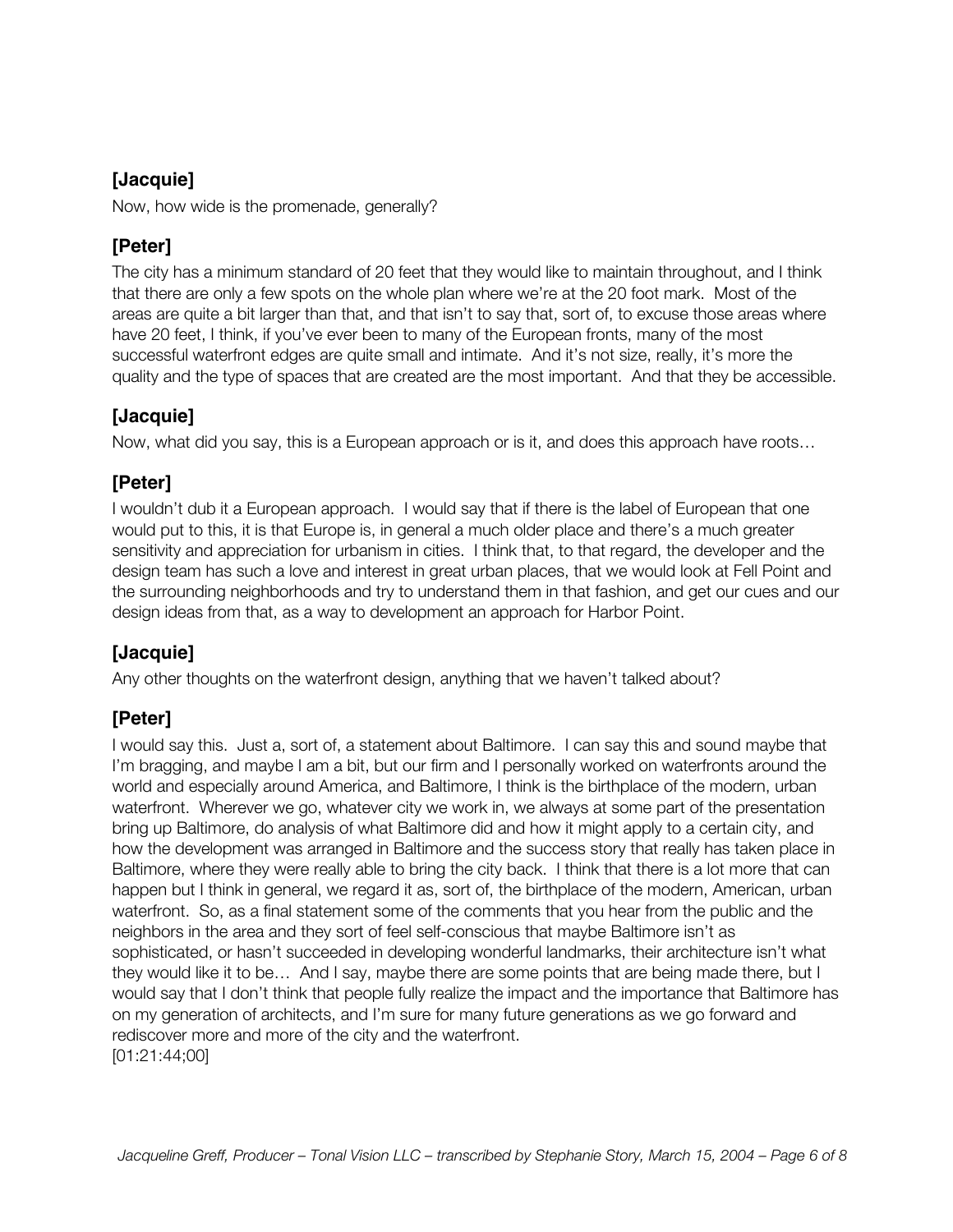## [Jacquie]

Now, how wide is the promenade, generally?

## [Peter]

The city has a minimum standard of 20 feet that they would like to maintain throughout, and I think that there are only a few spots on the whole plan where we're at the 20 foot mark. Most of the areas are quite a bit larger than that, and that isn't to say that, sort of, to excuse those areas where have 20 feet, I think, if you've ever been to many of the European fronts, many of the most successful waterfront edges are quite small and intimate. And it's not size, really, it's more the quality and the type of spaces that are created are the most important. And that they be accessible.

## [Jacquie]

Now, what did you say, this is a European approach or is it, and does this approach have roots…

## [Peter]

I wouldn't dub it a European approach. I would say that if there is the label of European that one would put to this, it is that Europe is, in general a much older place and there's a much greater sensitivity and appreciation for urbanism in cities. I think that, to that regard, the developer and the design team has such a love and interest in great urban places, that we would look at Fell Point and the surrounding neighborhoods and try to understand them in that fashion, and get our cues and our design ideas from that, as a way to development an approach for Harbor Point.

## [Jacquie]

Any other thoughts on the waterfront design, anything that we haven't talked about?

## [Peter]

I would say this. Just a, sort of, a statement about Baltimore. I can say this and sound maybe that I'm bragging, and maybe I am a bit, but our firm and I personally worked on waterfronts around the world and especially around America, and Baltimore, I think is the birthplace of the modern, urban waterfront. Wherever we go, whatever city we work in, we always at some part of the presentation bring up Baltimore, do analysis of what Baltimore did and how it might apply to a certain city, and how the development was arranged in Baltimore and the success story that really has taken place in Baltimore, where they were really able to bring the city back. I think that there is a lot more that can happen but I think in general, we regard it as, sort of, the birthplace of the modern, American, urban waterfront. So, as a final statement some of the comments that you hear from the public and the neighbors in the area and they sort of feel self-conscious that maybe Baltimore isn't as sophisticated, or hasn't succeeded in developing wonderful landmarks, their architecture isn't what they would like it to be… And I say, maybe there are some points that are being made there, but I would say that I don't think that people fully realize the impact and the importance that Baltimore has on my generation of architects, and I'm sure for many future generations as we go forward and rediscover more and more of the city and the waterfront.
[01:21:44;00]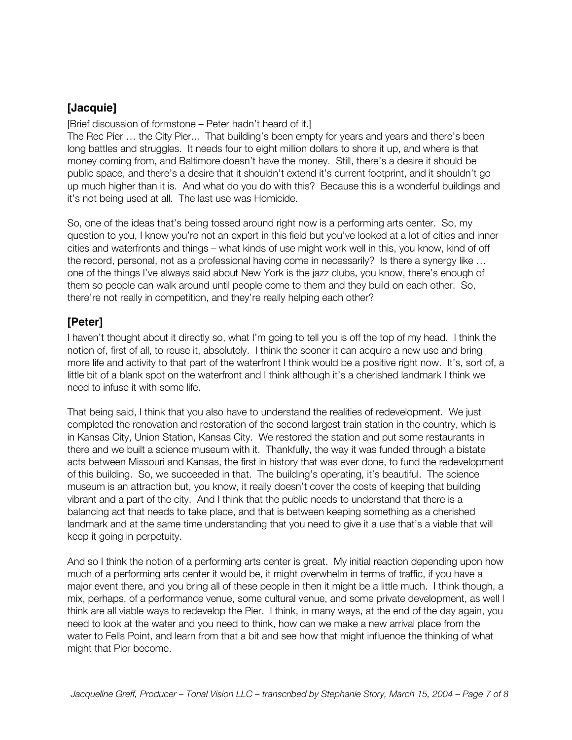## [Jacquie]

[Brief discussion of formstone – Peter hadn't heard of it.]

The Rec Pier … the City Pier... That building's been empty for years and years and there's been long battles and struggles. It needs four to eight million dollars to shore it up, and where is that money coming from, and Baltimore doesn't have the money. Still, there's a desire it should be public space, and there's a desire that it shouldn't extend it's current footprint, and it shouldn't go up much higher than it is. And what do you do with this? Because this is a wonderful buildings and it's not being used at all. The last use was Homicide.

So, one of the ideas that's being tossed around right now is a performing arts center. So, my question to you, I know you're not an expert in this field but you've looked at a lot of cities and inner cities and waterfronts and things – what kinds of use might work well in this, you know, kind of off the record, personal, not as a professional having come in necessarily? Is there a synergy like … one of the things I've always said about New York is the jazz clubs, you know, there's enough of them so people can walk around until people come to them and they build on each other. So, there're not really in competition, and they're really helping each other?

## [Peter]

I haven't thought about it directly so, what I'm going to tell you is off the top of my head. I think the notion of, first of all, to reuse it, absolutely. I think the sooner it can acquire a new use and bring more life and activity to that part of the waterfront I think would be a positive right now. It's, sort of, a little bit of a blank spot on the waterfront and I think although it's a cherished landmark I think we need to infuse it with some life.

That being said, I think that you also have to understand the realities of redevelopment. We just completed the renovation and restoration of the second largest train station in the country, which is in Kansas City, Union Station, Kansas City. We restored the station and put some restaurants in there and we built a science museum with it. Thankfully, the way it was funded through a bistate acts between Missouri and Kansas, the first in history that was ever done, to fund the redevelopment of this building. So, we succeeded in that. The building's operating, it's beautiful. The science museum is an attraction but, you know, it really doesn't cover the costs of keeping that building vibrant and a part of the city. And I think that the public needs to understand that there is a balancing act that needs to take place, and that is between keeping something as a cherished landmark and at the same time understanding that you need to give it a use that's a viable that will keep it going in perpetuity.

And so I think the notion of a performing arts center is great. My initial reaction depending upon how much of a performing arts center it would be, it might overwhelm in terms of traffic, if you have a major event there, and you bring all of these people in then it might be a little much. I think though, a mix, perhaps, of a performance venue, some cultural venue, and some private development, as well I think are all viable ways to redevelop the Pier. I think, in many ways, at the end of the day again, you need to look at the water and you need to think, how can we make a new arrival place from the water to Fells Point, and learn from that a bit and see how that might influence the thinking of what might that Pier become.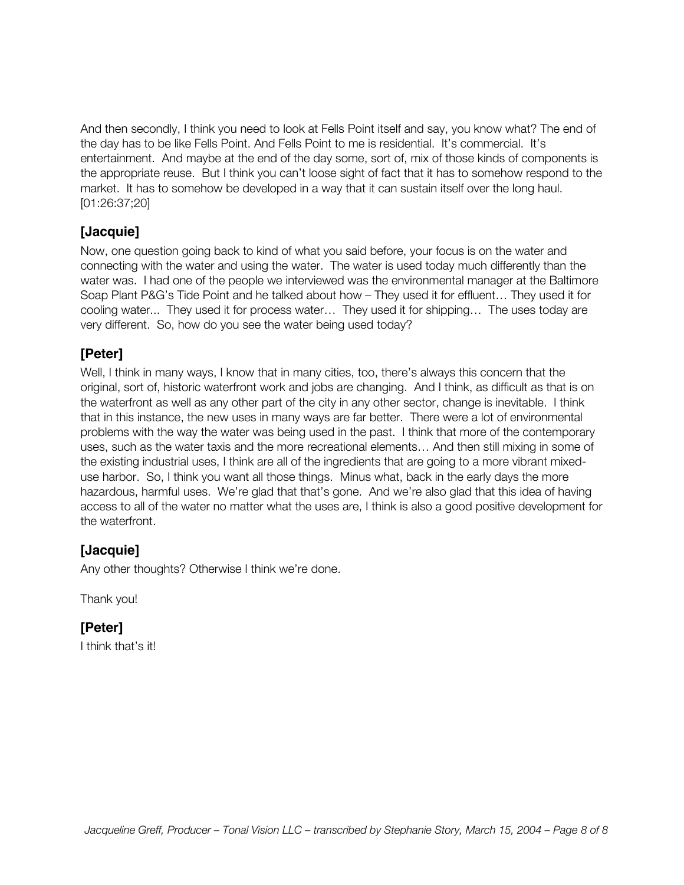And then secondly, I think you need to look at Fells Point itself and say, you know what? The end of the day has to be like Fells Point. And Fells Point to me is residential. It's commercial. It's entertainment. And maybe at the end of the day some, sort of, mix of those kinds of components is the appropriate reuse. But I think you can't loose sight of fact that it has to somehow respond to the market. It has to somehow be developed in a way that it can sustain itself over the long haul. [01:26:37;20]

## [Jacquie]

Now, one question going back to kind of what you said before, your focus is on the water and connecting with the water and using the water. The water is used today much differently than the water was. I had one of the people we interviewed was the environmental manager at the Baltimore Soap Plant P&G's Tide Point and he talked about how – They used it for effluent… They used it for cooling water... They used it for process water… They used it for shipping… The uses today are very different. So, how do you see the water being used today?

## [Peter]

Well, I think in many ways, I know that in many cities, too, there's always this concern that the original, sort of, historic waterfront work and jobs are changing. And I think, as difficult as that is on the waterfront as well as any other part of the city in any other sector, change is inevitable. I think that in this instance, the new uses in many ways are far better. There were a lot of environmental problems with the way the water was being used in the past. I think that more of the contemporary uses, such as the water taxis and the more recreational elements… And then still mixing in some of the existing industrial uses, I think are all of the ingredients that are going to a more vibrant mixed-use harbor. So, I think you want all those things. Minus what, back in the early days the more hazardous, harmful uses. We're glad that that's gone. And we're also glad that this idea of having access to all of the water no matter what the uses are, I think is also a good positive development for the waterfront.

## [Jacquie]

Any other thoughts? Otherwise I think we're done.

Thank you!

## [Peter]

I think that's it!